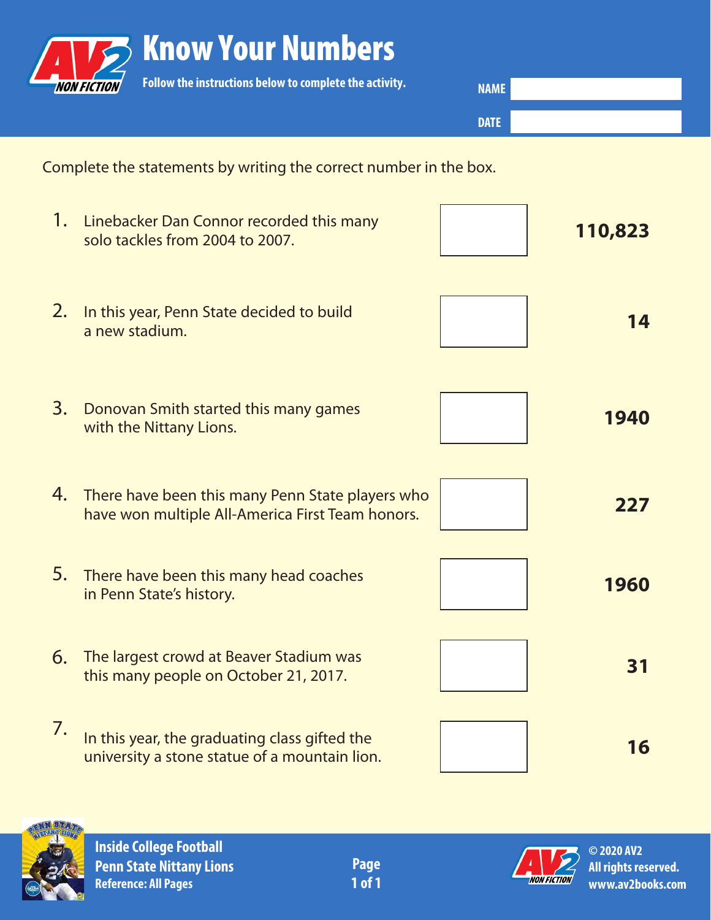# Know Your Numbers

**Follow the instructions below to complete the activity.**

**NAME** 

**DATE** 

Complete the statements by writing the correct number in the box.

| # | Statement | Answer | Number |
|---|---|---|---|
| 1. | Linebacker Dan Connor recorded this many solo tackles from 2004 to 2007. | | **110,823** |
| 2. | In this year, Penn State decided to build a new stadium. | | **14** |
| 3. | Donovan Smith started this many games with the Nittany Lions. | | **1940** |
| 4. | There have been this many Penn State players who have won multiple All-America First Team honors. | | **227** |
| 5. | There have been this many head coaches in Penn State's history. | | **1960** |
| 6. | The largest crowd at Beaver Stadium was this many people on October 21, 2017. | | **31** |
| 7. | In this year, the graduating class gifted the university a stone statue of a mountain lion. | | **16** |

**Inside College Football**
**Penn State Nittany Lions**
**Reference: All Pages**

© 2020 AV2
All rights reserved.
www.av2books.com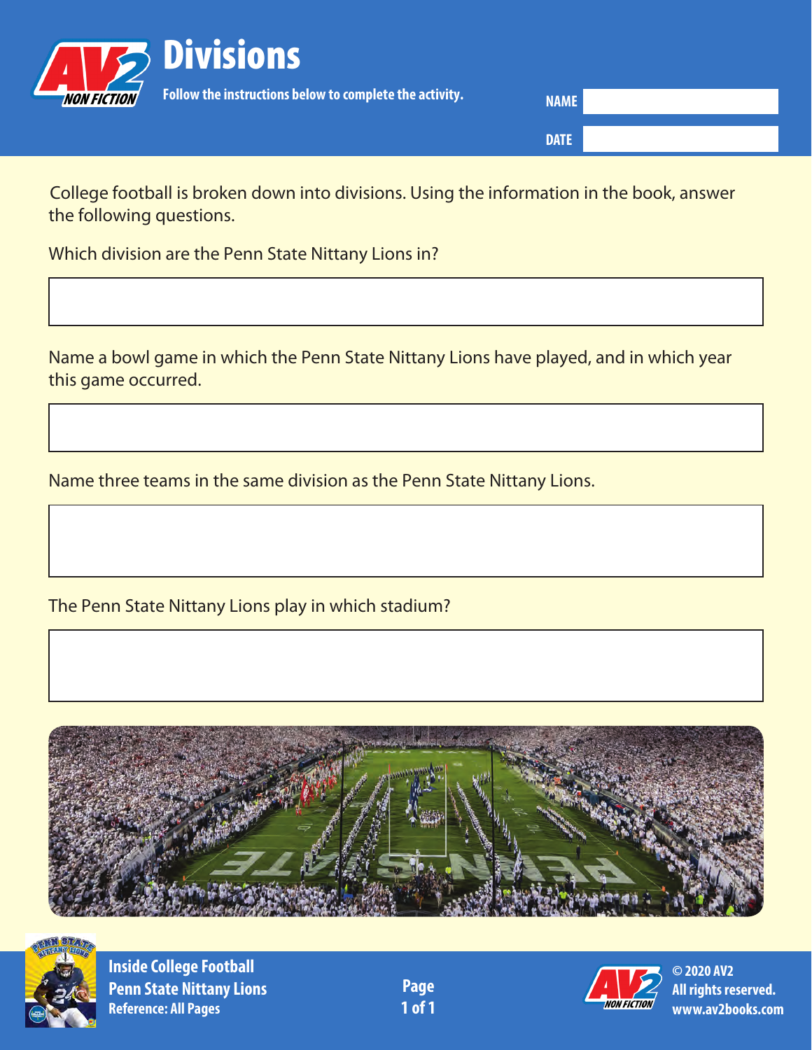# Divisions

**Follow the instructions below to complete the activity.**

**NAME**

**DATE**

College football is broken down into divisions. Using the information in the book, answer the following questions.

Which division are the Penn State Nittany Lions in?

Name a bowl game in which the Penn State Nittany Lions have played, and in which year this game occurred.

Name three teams in the same division as the Penn State Nittany Lions.

The Penn State Nittany Lions play in which stadium?

**Inside College Football**
**Penn State Nittany Lions**
**Reference: All Pages**

**© 2020 AV2**
**All rights reserved.**
**www.av2books.com**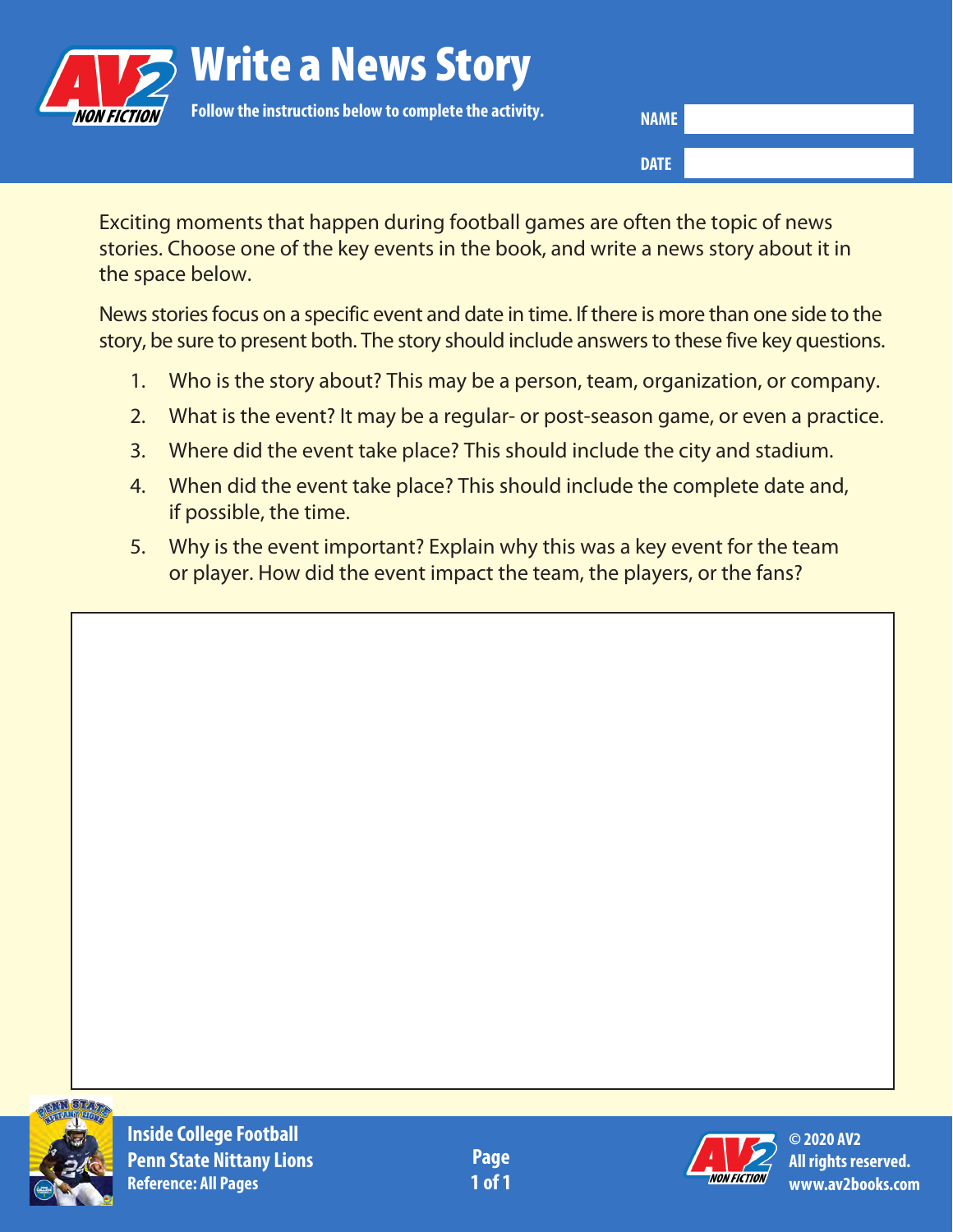# Write a News Story

**Follow the instructions below to complete the activity.**

**NAME**

**DATE**

Exciting moments that happen during football games are often the topic of news stories. Choose one of the key events in the book, and write a news story about it in the space below.

News stories focus on a specific event and date in time. If there is more than one side to the story, be sure to present both. The story should include answers to these five key questions.

1. Who is the story about? This may be a person, team, organization, or company.
2. What is the event? It may be a regular- or post-season game, or even a practice.
3. Where did the event take place? This should include the city and stadium.
4. When did the event take place? This should include the complete date and, if possible, the time.
5. Why is the event important? Explain why this was a key event for the team or player. How did the event impact the team, the players, or the fans?

**Inside College Football**
**Penn State Nittany Lions**
**Reference: All Pages**

**© 2020 AV2**
**All rights reserved.**
**www.av2books.com**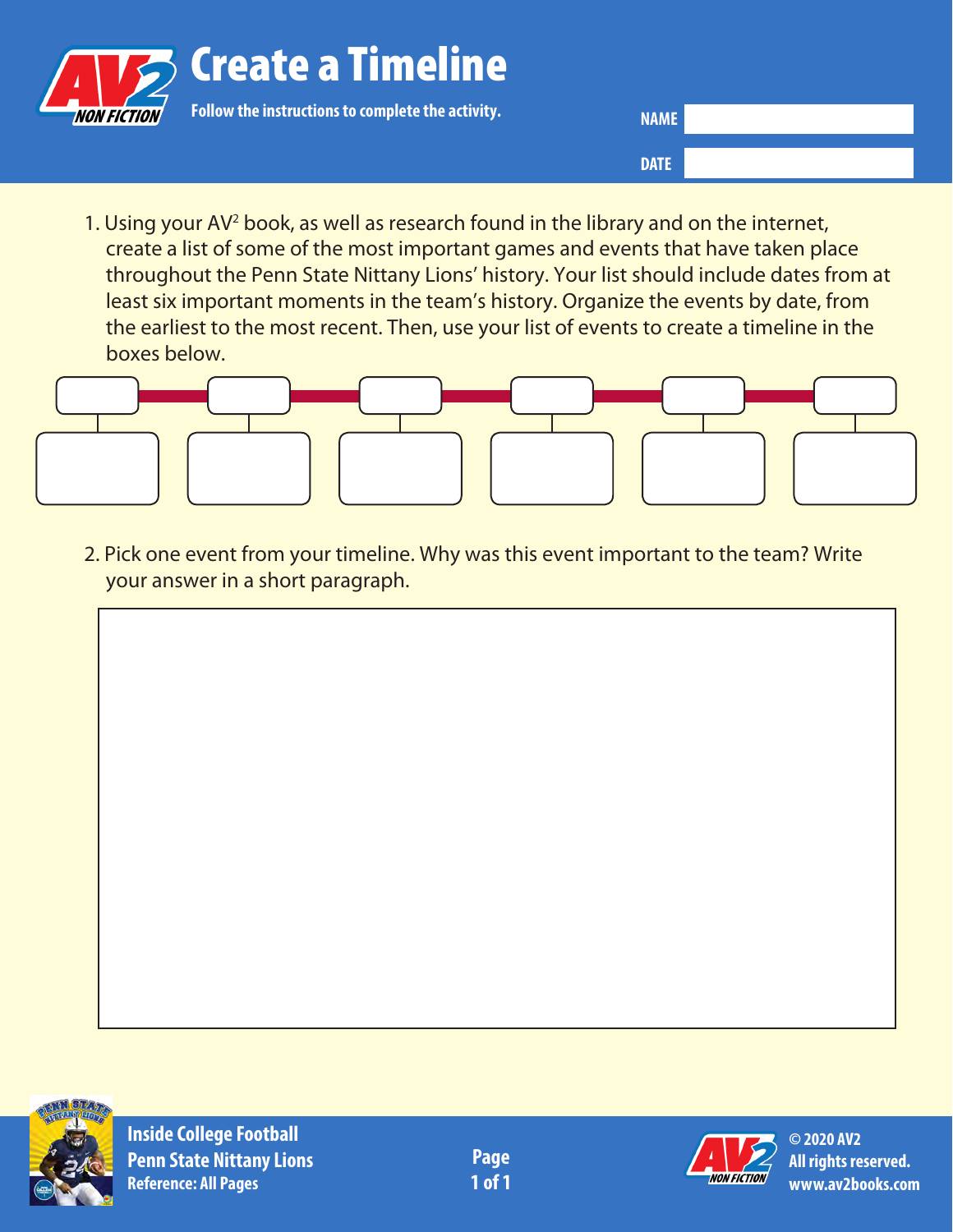# Create a Timeline

**Follow the instructions to complete the activity.**

**NAME** 

**DATE** 

1. Using your AV² book, as well as research found in the library and on the internet, create a list of some of the most important games and events that have taken place throughout the Penn State Nittany Lions' history. Your list should include dates from at least six important moments in the team's history. Organize the events by date, from the earliest to the most recent. Then, use your list of events to create a timeline in the boxes below.

2. Pick one event from your timeline. Why was this event important to the team? Write your answer in a short paragraph.

**Inside College Football**
**Penn State Nittany Lions**
**Reference: All Pages**

© 2020 AV2
All rights reserved.
www.av2books.com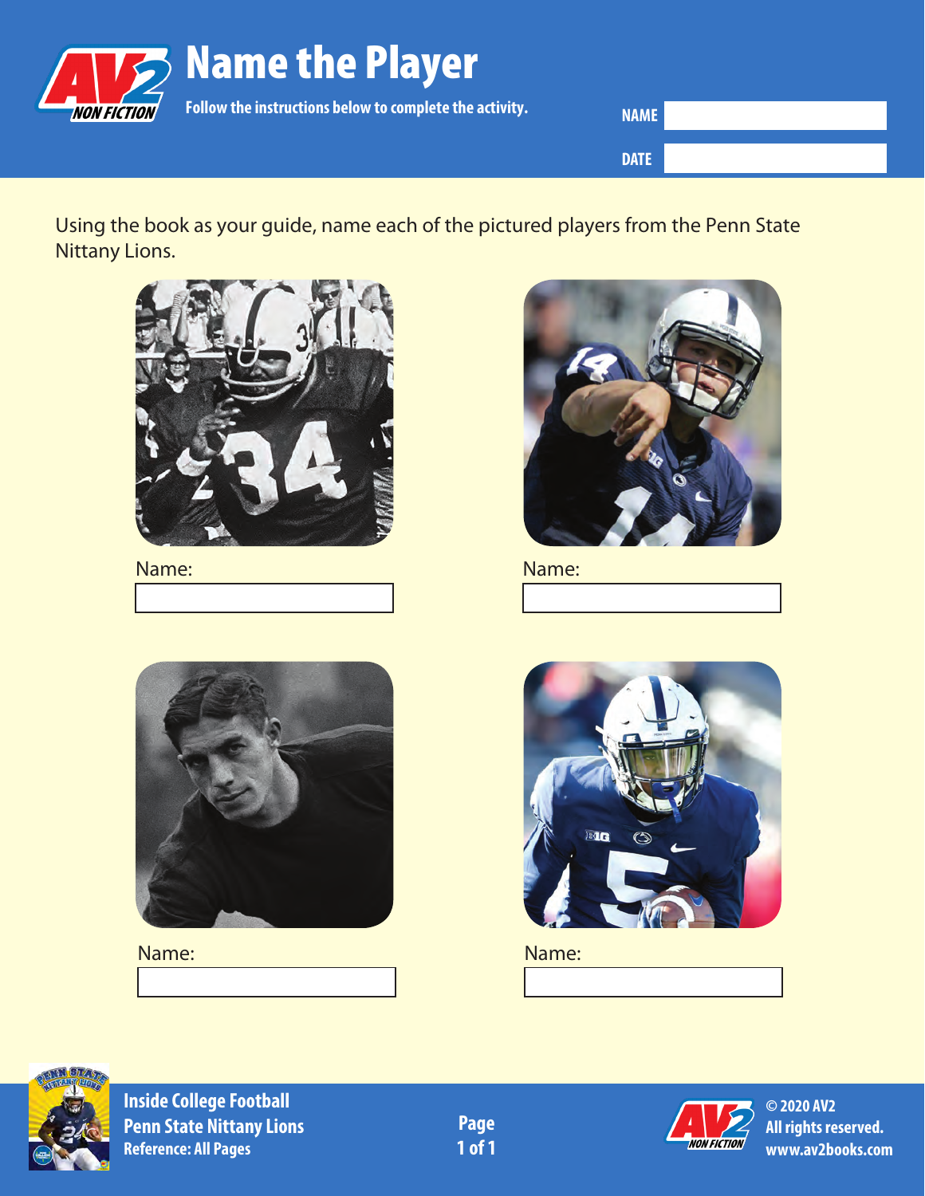# Name the Player

**Follow the instructions below to complete the activity.**

**NAME** ____________________

**DATE** ____________________

Using the book as your guide, name each of the pictured players from the Penn State Nittany Lions.

Name: ____________________

Name: ____________________

Name: ____________________

Name: ____________________

**Inside College Football**
**Penn State Nittany Lions**
**Reference: All Pages**

**© 2020 AV2**
**All rights reserved.**
**www.av2books.com**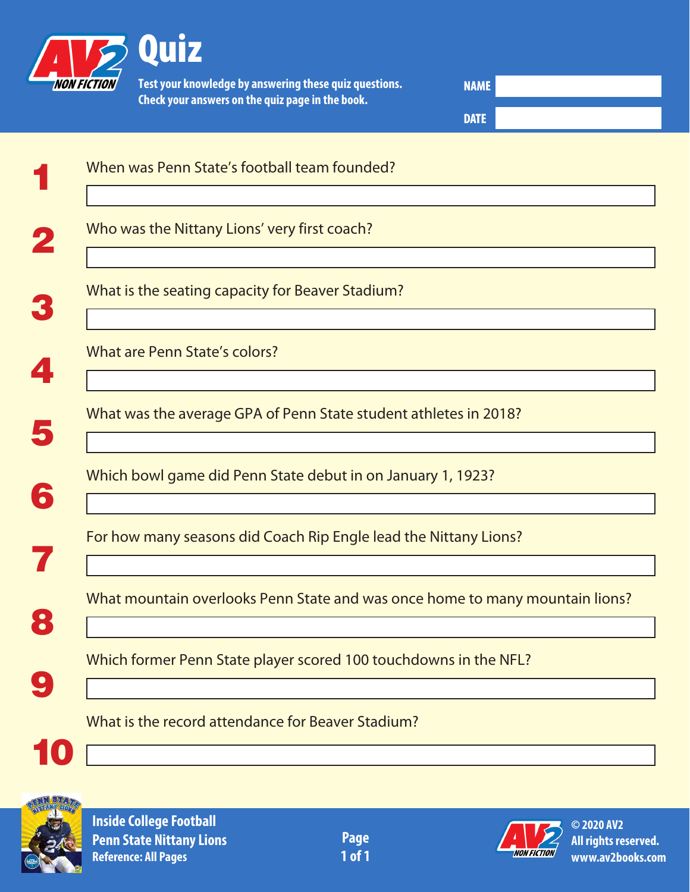# Quiz

**Test your knowledge by answering these quiz questions. Check your answers on the quiz page in the book.**

**NAME**

**DATE**

1. When was Penn State's football team founded?

2. Who was the Nittany Lions' very first coach?

3. What is the seating capacity for Beaver Stadium?

4. What are Penn State's colors?

5. What was the average GPA of Penn State student athletes in 2018?

6. Which bowl game did Penn State debut in on January 1, 1923?

7. For how many seasons did Coach Rip Engle lead the Nittany Lions?

8. What mountain overlooks Penn State and was once home to many mountain lions?

9. Which former Penn State player scored 100 touchdowns in the NFL?

10. What is the record attendance for Beaver Stadium?

**Inside College Football**
**Penn State Nittany Lions**
**Reference: All Pages**

**© 2020 AV2**
**All rights reserved.**
**www.av2books.com**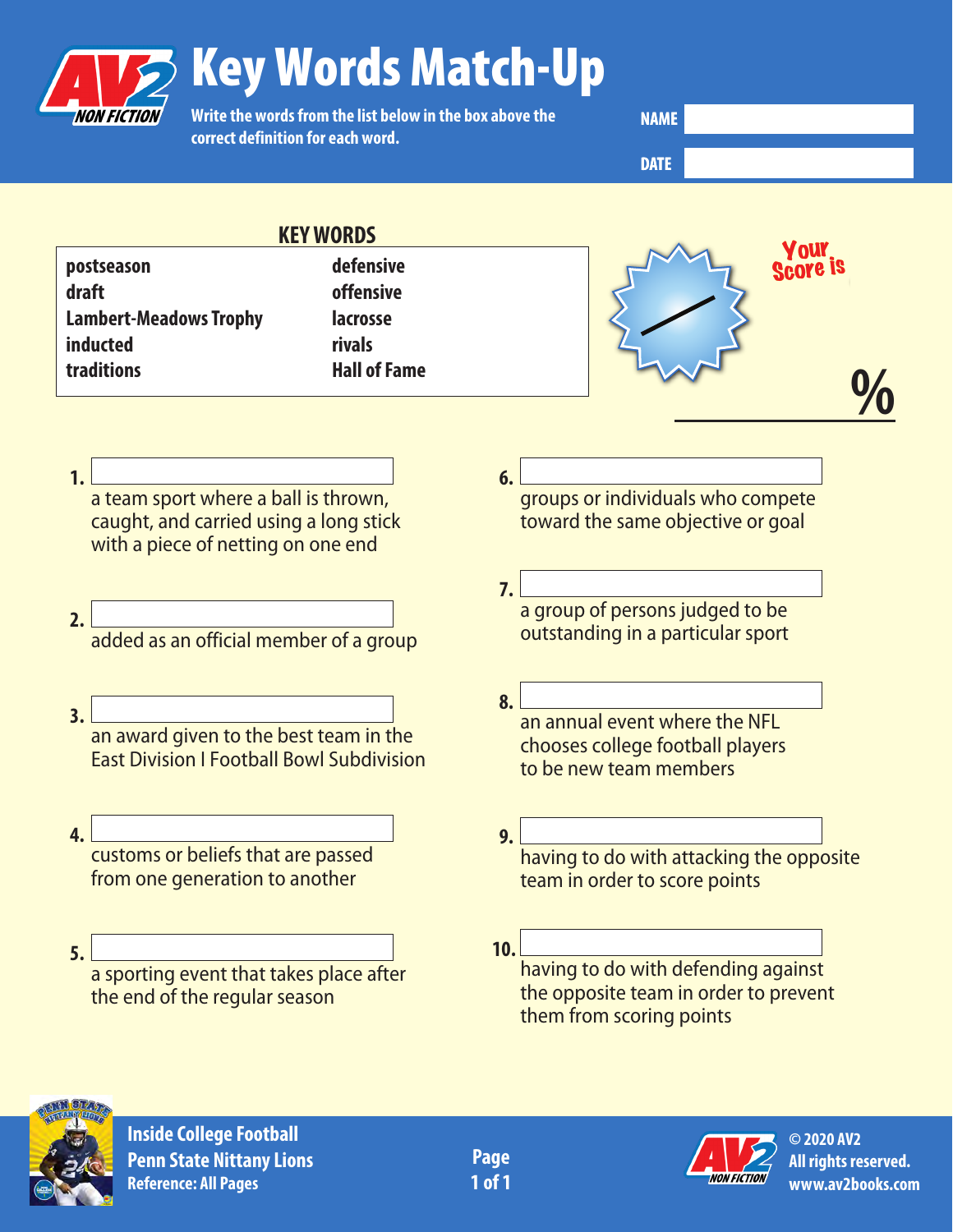# Key Words Match-Up

Write the words from the list below in the box above the correct definition for each word.

NAME

DATE

## KEY WORDS

| | |
|---|---|
| postseason | defensive |
| draft | offensive |
| Lambert-Meadows Trophy | lacrosse |
| inducted | rivals |
| traditions | Hall of Fame |

Your Score is

%

1. a team sport where a ball is thrown, caught, and carried using a long stick with a piece of netting on one end

2. added as an official member of a group

3. an award given to the best team in the East Division I Football Bowl Subdivision

4. customs or beliefs that are passed from one generation to another

5. a sporting event that takes place after the end of the regular season

6. groups or individuals who compete toward the same objective or goal

7. a group of persons judged to be outstanding in a particular sport

8. an annual event where the NFL chooses college football players to be new team members

9. having to do with attacking the opposite team in order to score points

10. having to do with defending against the opposite team in order to prevent them from scoring points

**Inside College Football**
**Penn State Nittany Lions**
Reference: All Pages

© 2020 AV2
All rights reserved.
www.av2books.com